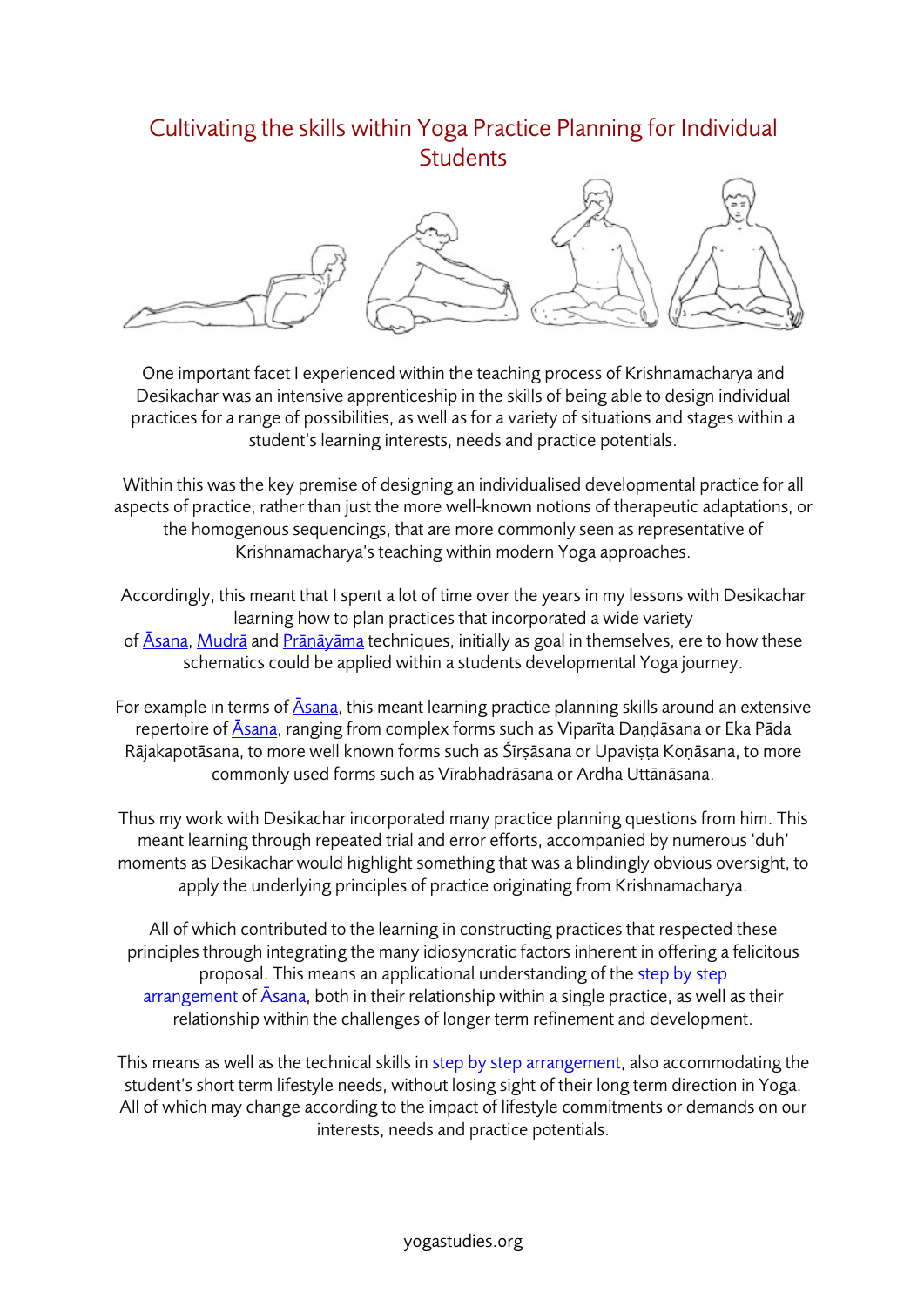# Cultivating the skills within Yoga Practice Planning for Individual Students

One important facet I experienced within the teaching process of Krishnamacharya and Desikachar was an intensive apprenticeship in the skills of being able to design individual practices for a range of possibilities, as well as for a variety of situations and stages within a student's learning interests, needs and practice potentials.

Within this was the key premise of designing an individualised developmental practice for all aspects of practice, rather than just the more well-known notions of therapeutic adaptations, or the homogenous sequencings, that are more commonly seen as representative of Krishnamacharya's teaching within modern Yoga approaches.

Accordingly, this meant that I spent a lot of time over the years in my lessons with Desikachar learning how to plan practices that incorporated a wide variety of Āsana, Mudrā and Prāṇāyāma techniques, initially as goal in themselves, ere to how these schematics could be applied within a students developmental Yoga journey.

For example in terms of Āsana, this meant learning practice planning skills around an extensive repertoire of Āsana, ranging from complex forms such as Viparīta Daṇḍāsana or Eka Pāda Rājakapotāsana, to more well known forms such as Śīrṣāsana or Upaviṣṭa Koṇāsana, to more commonly used forms such as Vīrabhadrāsana or Ardha Uttānāsana.

Thus my work with Desikachar incorporated many practice planning questions from him. This meant learning through repeated trial and error efforts, accompanied by numerous 'duh' moments as Desikachar would highlight something that was a blindingly obvious oversight, to apply the underlying principles of practice originating from Krishnamacharya.

All of which contributed to the learning in constructing practices that respected these principles through integrating the many idiosyncratic factors inherent in offering a felicitous proposal. This means an applicational understanding of the step by step arrangement of Āsana, both in their relationship within a single practice, as well as their relationship within the challenges of longer term refinement and development.

This means as well as the technical skills in step by step arrangement, also accommodating the student's short term lifestyle needs, without losing sight of their long term direction in Yoga. All of which may change according to the impact of lifestyle commitments or demands on our interests, needs and practice potentials.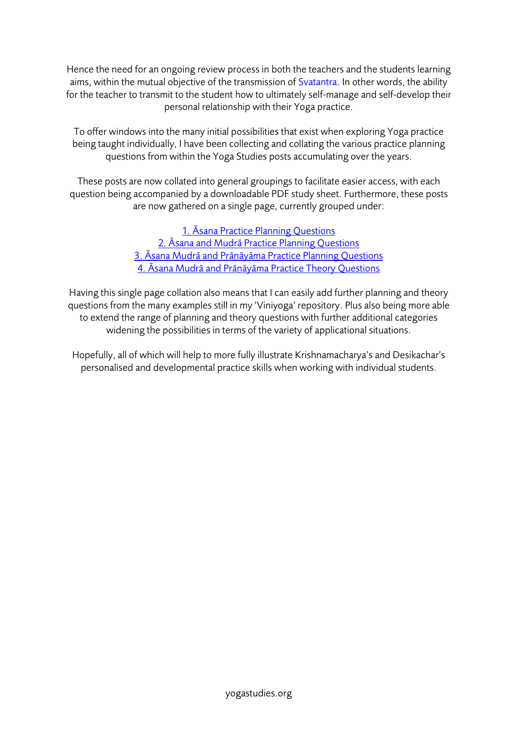Hence the need for an ongoing review process in both the teachers and the students learning aims, within the mutual objective of the transmission of Svatantra. In other words, the ability for the teacher to transmit to the student how to ultimately self-manage and self-develop their personal relationship with their Yoga practice.

To offer windows into the many initial possibilities that exist when exploring Yoga practice being taught individually, I have been collecting and collating the various practice planning questions from within the Yoga Studies posts accumulating over the years.

These posts are now collated into general groupings to facilitate easier access, with each question being accompanied by a downloadable PDF study sheet. Furthermore, these posts are now gathered on a single page, currently grouped under:

1. Āsana Practice Planning Questions
2. Āsana and Mudrā Practice Planning Questions
3. Āsana Mudrā and Prāṇāyāma Practice Planning Questions
4. Āsana Mudrā and Prāṇāyāma Practice Theory Questions

Having this single page collation also means that I can easily add further planning and theory questions from the many examples still in my 'Viniyoga' repository. Plus also being more able to extend the range of planning and theory questions with further additional categories widening the possibilities in terms of the variety of applicational situations.

Hopefully, all of which will help to more fully illustrate Krishnamacharya's and Desikachar's personalised and developmental practice skills when working with individual students.